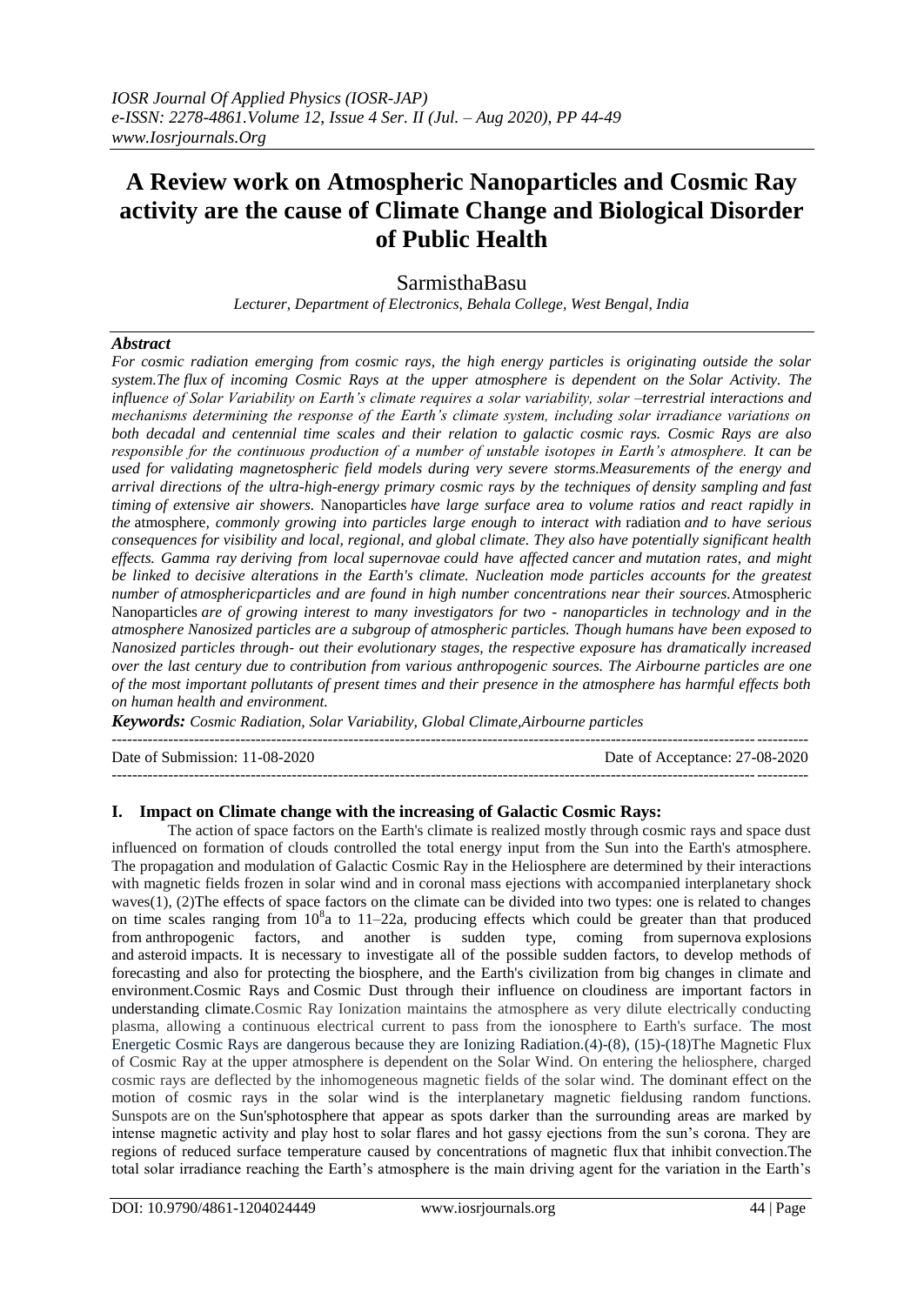# A Review work on Atmospheric Nanoparticles and Cosmic Ray activity are the cause of Climate Change and Biological Disorder of Public Health

SarmisthaBasu

*Lecturer, Department of Electronics, Behala College, West Bengal, India*

### *Abstract*

*For cosmic radiation emerging from cosmic rays, the high energy particles is originating outside the solar system.The flux of incoming Cosmic Rays at the upper atmosphere is dependent on the Solar Activity. The influence of Solar Variability on Earth's climate requires a solar variability, solar –terrestrial interactions and mechanisms determining the response of the Earth's climate system, including solar irradiance variations on both decadal and centennial time scales and their relation to galactic cosmic rays. Cosmic Rays are also responsible for the continuous production of a number of unstable isotopes in Earth's atmosphere. It can be used for validating magnetospheric field models during very severe storms.Measurements of the energy and arrival directions of the ultra-high-energy primary cosmic rays by the techniques of density sampling and fast timing of extensive air showers.* Nanoparticles *have large surface area to volume ratios and react rapidly in the* atmosphere*, commonly growing into particles large enough to interact with* radiation *and to have serious consequences for visibility and local, regional, and global climate. They also have potentially significant health effects. Gamma ray deriving from local supernovae could have affected cancer and mutation rates, and might be linked to decisive alterations in the Earth's climate. Nucleation mode particles accounts for the greatest number of atmosphericparticles and are found in high number concentrations near their sources.*Atmospheric Nanoparticles *are of growing interest to many investigators for two - nanoparticles in technology and in the atmosphere Nanosized particles are a subgroup of atmospheric particles. Though humans have been exposed to Nanosized particles through- out their evolutionary stages, the respective exposure has dramatically increased over the last century due to contribution from various anthropogenic sources. The Airbourne particles are one of the most important pollutants of present times and their presence in the atmosphere has harmful effects both on human health and environment.*

***Keywords:*** *Cosmic Radiation, Solar Variability, Global Climate,Airbourne particles*

---

Date of Submission: 11-08-2020 Date of Acceptance: 27-08-2020

---

## I. Impact on Climate change with the increasing of Galactic Cosmic Rays:

The action of space factors on the Earth's climate is realized mostly through cosmic rays and space dust influenced on formation of clouds controlled the total energy input from the Sun into the Earth's atmosphere. The propagation and modulation of Galactic Cosmic Ray in the Heliosphere are determined by their interactions with magnetic fields frozen in solar wind and in coronal mass ejections with accompanied interplanetary shock waves(1), (2)The effects of space factors on the climate can be divided into two types: one is related to changes on time scales ranging from $10^8$a to 11–22a, producing effects which could be greater than that produced from anthropogenic factors, and another is sudden type, coming from supernova explosions and asteroid impacts. It is necessary to investigate all of the possible sudden factors, to develop methods of forecasting and also for protecting the biosphere, and the Earth's civilization from big changes in climate and environment.Cosmic Rays and Cosmic Dust through their influence on cloudiness are important factors in understanding climate.Cosmic Ray Ionization maintains the atmosphere as very dilute electrically conducting plasma, allowing a continuous electrical current to pass from the ionosphere to Earth's surface. The most Energetic Cosmic Rays are dangerous because they are Ionizing Radiation.(4)-(8), (15)-(18)The Magnetic Flux of Cosmic Ray at the upper atmosphere is dependent on the Solar Wind. On entering the heliosphere, charged cosmic rays are deflected by the inhomogeneous magnetic fields of the solar wind. The dominant effect on the motion of cosmic rays in the solar wind is the interplanetary magnetic fieldusing random functions. Sunspots are on the Sun'sphotosphere that appear as spots darker than the surrounding areas are marked by intense magnetic activity and play host to solar flares and hot gassy ejections from the sun's corona. They are regions of reduced surface temperature caused by concentrations of magnetic flux that inhibit convection.The total solar irradiance reaching the Earth's atmosphere is the main driving agent for the variation in the Earth's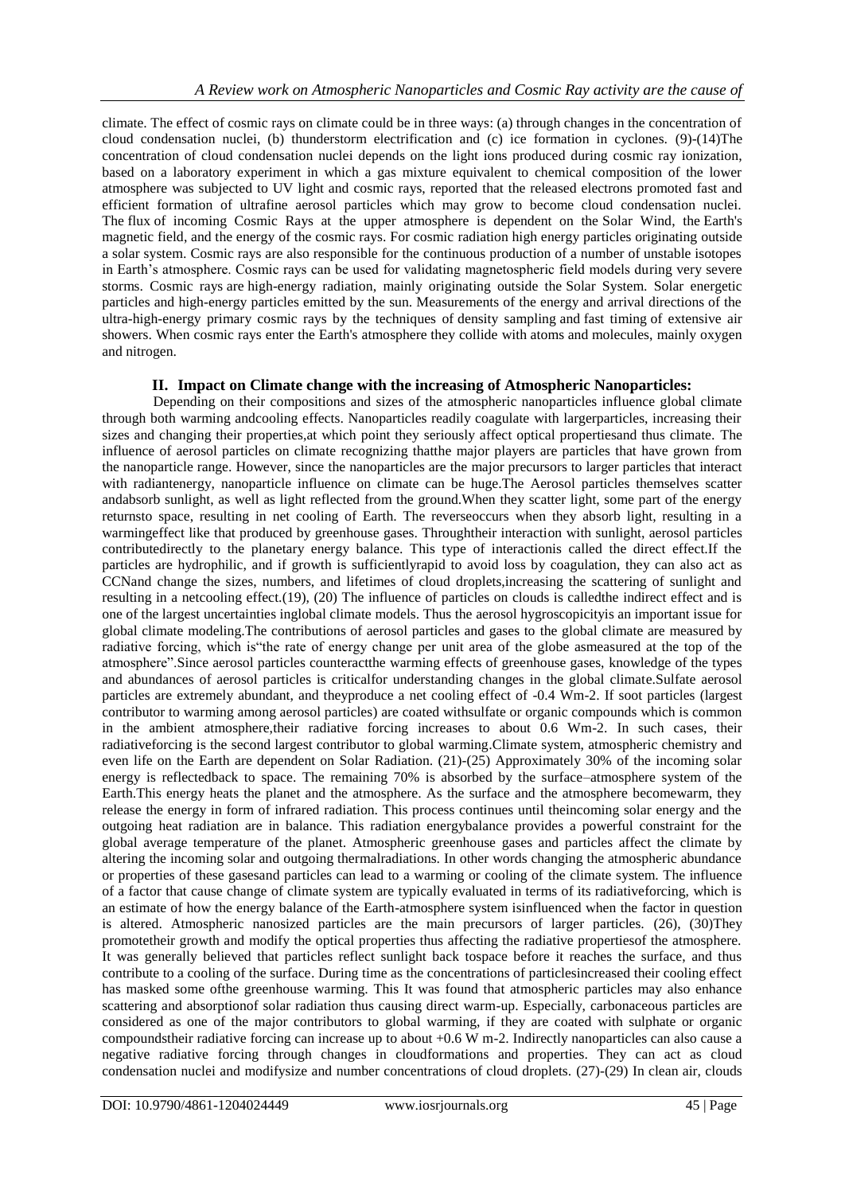climate. The effect of cosmic rays on climate could be in three ways: (a) through changes in the concentration of cloud condensation nuclei, (b) thunderstorm electrification and (c) ice formation in cyclones. (9)-(14)The concentration of cloud condensation nuclei depends on the light ions produced during cosmic ray ionization, based on a laboratory experiment in which a gas mixture equivalent to chemical composition of the lower atmosphere was subjected to UV light and cosmic rays, reported that the released electrons promoted fast and efficient formation of ultrafine aerosol particles which may grow to become cloud condensation nuclei. The flux of incoming Cosmic Rays at the upper atmosphere is dependent on the Solar Wind, the Earth's magnetic field, and the energy of the cosmic rays. For cosmic radiation high energy particles originating outside a solar system. Cosmic rays are also responsible for the continuous production of a number of unstable isotopes in Earth's atmosphere. Cosmic rays can be used for validating magnetospheric field models during very severe storms. Cosmic rays are high-energy radiation, mainly originating outside the Solar System. Solar energetic particles and high-energy particles emitted by the sun. Measurements of the energy and arrival directions of the ultra-high-energy primary cosmic rays by the techniques of density sampling and fast timing of extensive air showers. When cosmic rays enter the Earth's atmosphere they collide with atoms and molecules, mainly oxygen and nitrogen.

## II. Impact on Climate change with the increasing of Atmospheric Nanoparticles:

Depending on their compositions and sizes of the atmospheric nanoparticles influence global climate through both warming andcooling effects. Nanoparticles readily coagulate with largerparticles, increasing their sizes and changing their properties,at which point they seriously affect optical propertiesand thus climate. The influence of aerosol particles on climate recognizing thatthe major players are particles that have grown from the nanoparticle range. However, since the nanoparticles are the major precursors to larger particles that interact with radiantenergy, nanoparticle influence on climate can be huge.The Aerosol particles themselves scatter andabsorb sunlight, as well as light reflected from the ground.When they scatter light, some part of the energy returnsto space, resulting in net cooling of Earth. The reverseoccurs when they absorb light, resulting in a warmingeffect like that produced by greenhouse gases. Throughtheir interaction with sunlight, aerosol particles contributedirectly to the planetary energy balance. This type of interactionis called the direct effect.If the particles are hydrophilic, and if growth is sufficientlyrapid to avoid loss by coagulation, they can also act as CCNand change the sizes, numbers, and lifetimes of cloud droplets,increasing the scattering of sunlight and resulting in a netcooling effect.(19), (20) The influence of particles on clouds is calledthe indirect effect and is one of the largest uncertainties inglobal climate models. Thus the aerosol hygroscopicityis an important issue for global climate modeling.The contributions of aerosol particles and gases to the global climate are measured by radiative forcing, which is"the rate of energy change per unit area of the globe asmeasured at the top of the atmosphere".Since aerosol particles counteractthe warming effects of greenhouse gases, knowledge of the types and abundances of aerosol particles is criticalfor understanding changes in the global climate.Sulfate aerosol particles are extremely abundant, and theyproduce a net cooling effect of -0.4 Wm-2. If soot particles (largest contributor to warming among aerosol particles) are coated withsulfate or organic compounds which is common in the ambient atmosphere,their radiative forcing increases to about 0.6 Wm-2. In such cases, their radiativeforcing is the second largest contributor to global warming.Climate system, atmospheric chemistry and even life on the Earth are dependent on Solar Radiation. (21)-(25) Approximately 30% of the incoming solar energy is reflectedback to space. The remaining 70% is absorbed by the surface–atmosphere system of the Earth.This energy heats the planet and the atmosphere. As the surface and the atmosphere becomewarm, they release the energy in form of infrared radiation. This process continues until theincoming solar energy and the outgoing heat radiation are in balance. This radiation energybalance provides a powerful constraint for the global average temperature of the planet. Atmospheric greenhouse gases and particles affect the climate by altering the incoming solar and outgoing thermalradiations. In other words changing the atmospheric abundance or properties of these gasesand particles can lead to a warming or cooling of the climate system. The influence of a factor that cause change of climate system are typically evaluated in terms of its radiativeforcing, which is an estimate of how the energy balance of the Earth-atmosphere system isinfluenced when the factor in question is altered. Atmospheric nanosized particles are the main precursors of larger particles. (26), (30)They promotetheir growth and modify the optical properties thus affecting the radiative propertiesof the atmosphere. It was generally believed that particles reflect sunlight back tospace before it reaches the surface, and thus contribute to a cooling of the surface. During time as the concentrations of particlesincreased their cooling effect has masked some ofthe greenhouse warming. This It was found that atmospheric particles may also enhance scattering and absorptionof solar radiation thus causing direct warm-up. Especially, carbonaceous particles are considered as one of the major contributors to global warming, if they are coated with sulphate or organic compoundstheir radiative forcing can increase up to about +0.6 W m-2. Indirectly nanoparticles can also cause a negative radiative forcing through changes in cloudformations and properties. They can act as cloud condensation nuclei and modifysize and number concentrations of cloud droplets. (27)-(29) In clean air, clouds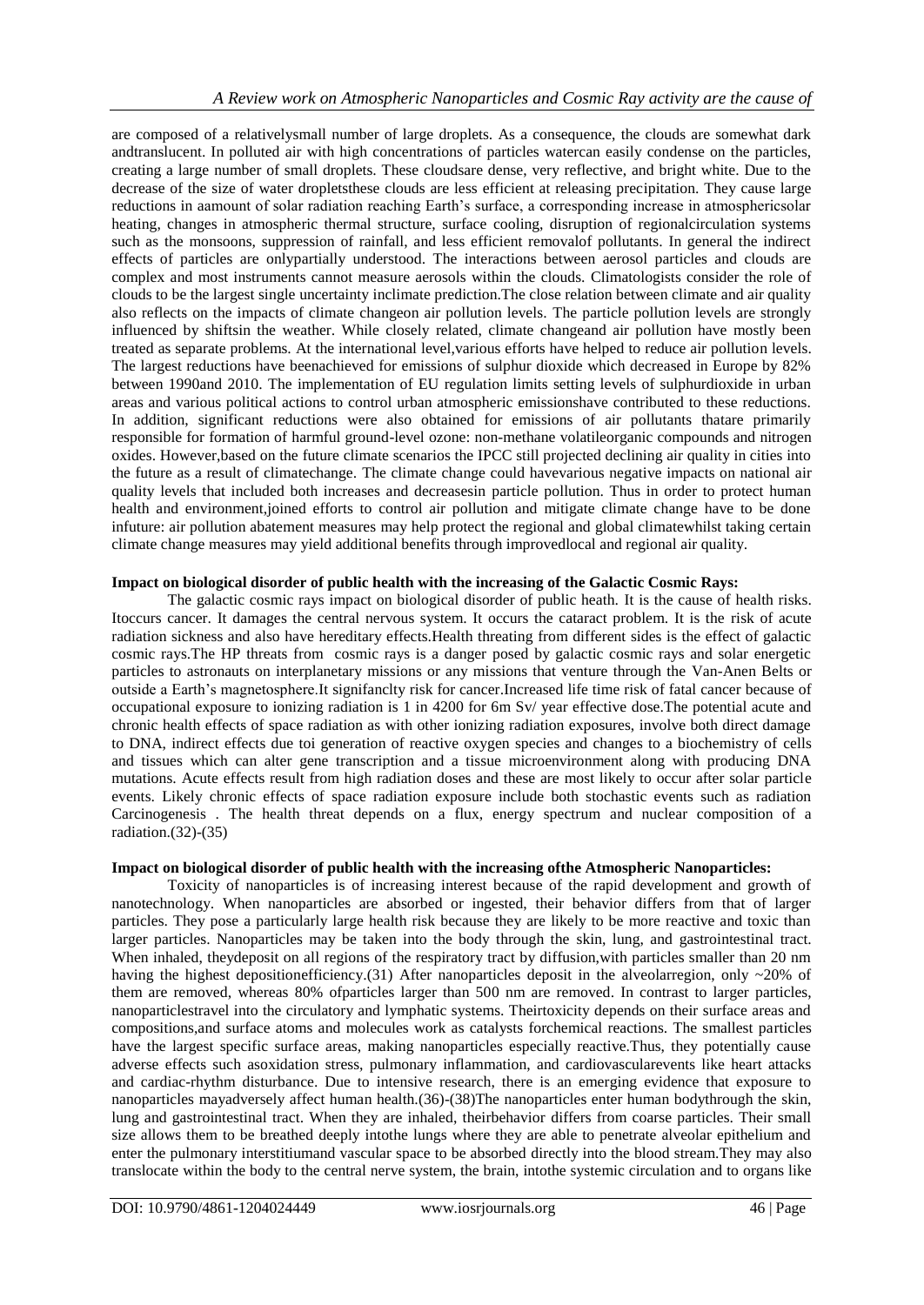are composed of a relativelysmall number of large droplets. As a consequence, the clouds are somewhat dark andtranslucent. In polluted air with high concentrations of particles watercan easily condense on the particles, creating a large number of small droplets. These cloudsare dense, very reflective, and bright white. Due to the decrease of the size of water dropletsthese clouds are less efficient at releasing precipitation. They cause large reductions in aamount of solar radiation reaching Earth's surface, a corresponding increase in atmosphericsolar heating, changes in atmospheric thermal structure, surface cooling, disruption of regionalcirculation systems such as the monsoons, suppression of rainfall, and less efficient removalof pollutants. In general the indirect effects of particles are onlypartially understood. The interactions between aerosol particles and clouds are complex and most instruments cannot measure aerosols within the clouds. Climatologists consider the role of clouds to be the largest single uncertainty inclimate prediction.The close relation between climate and air quality also reflects on the impacts of climate changeon air pollution levels. The particle pollution levels are strongly influenced by shiftsin the weather. While closely related, climate changeand air pollution have mostly been treated as separate problems. At the international level,various efforts have helped to reduce air pollution levels. The largest reductions have beenachieved for emissions of sulphur dioxide which decreased in Europe by 82% between 1990and 2010. The implementation of EU regulation limits setting levels of sulphurdioxide in urban areas and various political actions to control urban atmospheric emissionshave contributed to these reductions. In addition, significant reductions were also obtained for emissions of air pollutants thatare primarily responsible for formation of harmful ground-level ozone: non-methane volatileorganic compounds and nitrogen oxides. However,based on the future climate scenarios the IPCC still projected declining air quality in cities into the future as a result of climatechange. The climate change could havevarious negative impacts on national air quality levels that included both increases and decreasesin particle pollution. Thus in order to protect human health and environment,joined efforts to control air pollution and mitigate climate change have to be done infuture: air pollution abatement measures may help protect the regional and global climatewhilst taking certain climate change measures may yield additional benefits through improvedlocal and regional air quality.

**Impact on biological disorder of public health with the increasing of the Galactic Cosmic Rays:**

The galactic cosmic rays impact on biological disorder of public heath. It is the cause of health risks. Itoccurs cancer. It damages the central nervous system. It occurs the cataract problem. It is the risk of acute radiation sickness and also have hereditary effects.Health threating from different sides is the effect of galactic cosmic rays.The HP threats from cosmic rays is a danger posed by galactic cosmic rays and solar energetic particles to astronauts on interplanetary missions or any missions that venture through the Van-Anen Belts or outside a Earth's magnetosphere.It signifanclty risk for cancer.Increased life time risk of fatal cancer because of occupational exposure to ionizing radiation is 1 in 4200 for 6m Sv/ year effective dose.The potential acute and chronic health effects of space radiation as with other ionizing radiation exposures, involve both direct damage to DNA, indirect effects due toi generation of reactive oxygen species and changes to a biochemistry of cells and tissues which can alter gene transcription and a tissue microenvironment along with producing DNA mutations. Acute effects result from high radiation doses and these are most likely to occur after solar particle events. Likely chronic effects of space radiation exposure include both stochastic events such as radiation Carcinogenesis . The health threat depends on a flux, energy spectrum and nuclear composition of a radiation.(32)-(35)

**Impact on biological disorder of public health with the increasing ofthe Atmospheric Nanoparticles:**

Toxicity of nanoparticles is of increasing interest because of the rapid development and growth of nanotechnology. When nanoparticles are absorbed or ingested, their behavior differs from that of larger particles. They pose a particularly large health risk because they are likely to be more reactive and toxic than larger particles. Nanoparticles may be taken into the body through the skin, lung, and gastrointestinal tract. When inhaled, theydeposit on all regions of the respiratory tract by diffusion,with particles smaller than 20 nm having the highest depositionefficiency.(31) After nanoparticles deposit in the alveolarregion, only ~20% of them are removed, whereas 80% ofparticles larger than 500 nm are removed. In contrast to larger particles, nanoparticlestravel into the circulatory and lymphatic systems. Theirtoxicity depends on their surface areas and compositions,and surface atoms and molecules work as catalysts forchemical reactions. The smallest particles have the largest specific surface areas, making nanoparticles especially reactive.Thus, they potentially cause adverse effects such asoxidation stress, pulmonary inflammation, and cardiovascularevents like heart attacks and cardiac-rhythm disturbance. Due to intensive research, there is an emerging evidence that exposure to nanoparticles mayadversely affect human health.(36)-(38)The nanoparticles enter human bodythrough the skin, lung and gastrointestinal tract. When they are inhaled, theirbehavior differs from coarse particles. Their small size allows them to be breathed deeply intothe lungs where they are able to penetrate alveolar epithelium and enter the pulmonary interstitiumand vascular space to be absorbed directly into the blood stream.They may also translocate within the body to the central nerve system, the brain, intothe systemic circulation and to organs like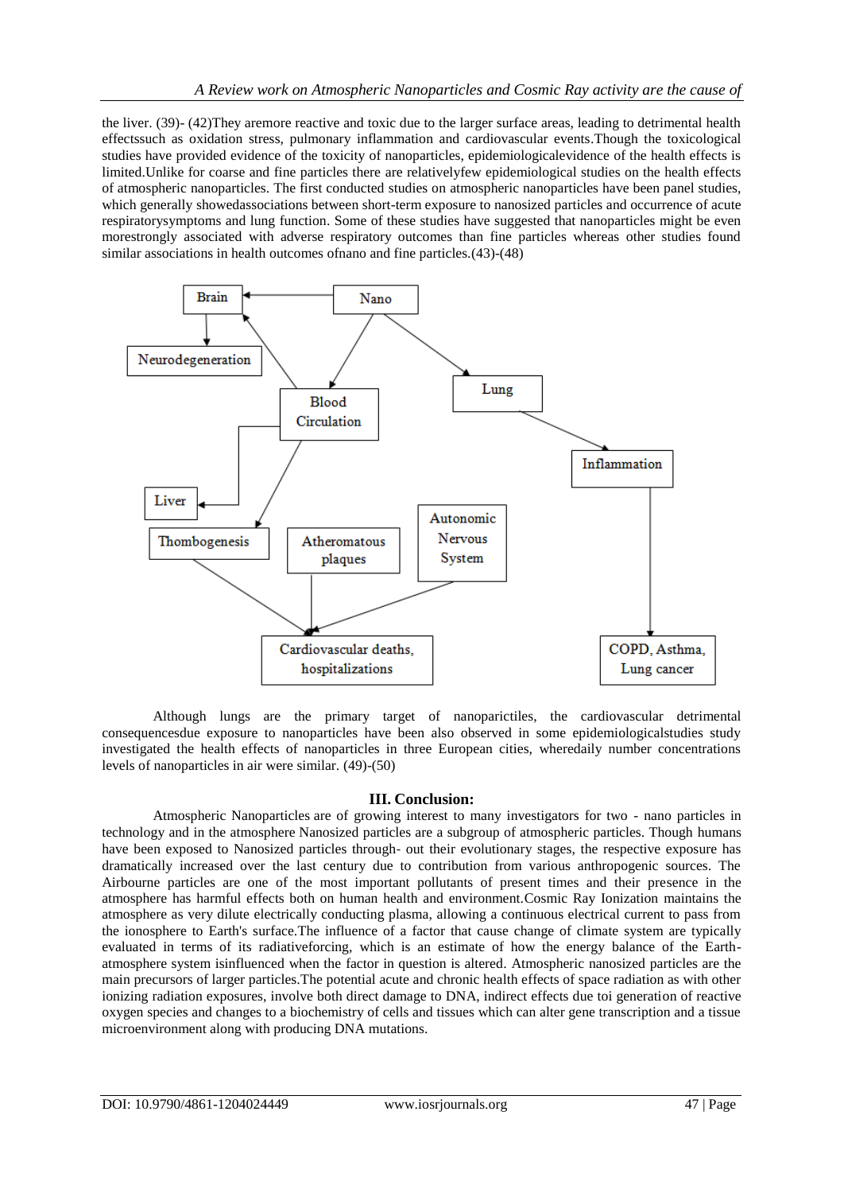the liver. (39)- (42)They aremore reactive and toxic due to the larger surface areas, leading to detrimental health effectssuch as oxidation stress, pulmonary inflammation and cardiovascular events.Though the toxicological studies have provided evidence of the toxicity of nanoparticles, epidemiologicalevidence of the health effects is limited.Unlike for coarse and fine particles there are relativelyfew epidemiological studies on the health effects of atmospheric nanoparticles. The first conducted studies on atmospheric nanoparticles have been panel studies, which generally showedassociations between short-term exposure to nanosized particles and occurrence of acute respiratorysymptoms and lung function. Some of these studies have suggested that nanoparticles might be even morestrongly associated with adverse respiratory outcomes than fine particles whereas other studies found similar associations in health outcomes ofnano and fine particles.(43)-(48)

Although lungs are the primary target of nanoparictiles, the cardiovascular detrimental consequencesdue exposure to nanoparticles have been also observed in some epidemiologicalstudies study investigated the health effects of nanoparticles in three European cities, wheredaily number concentrations levels of nanoparticles in air were similar. (49)-(50)

## III. Conclusion:

Atmospheric Nanoparticles are of growing interest to many investigators for two - nano particles in technology and in the atmosphere Nanosized particles are a subgroup of atmospheric particles. Though humans have been exposed to Nanosized particles through- out their evolutionary stages, the respective exposure has dramatically increased over the last century due to contribution from various anthropogenic sources. The Airbourne particles are one of the most important pollutants of present times and their presence in the atmosphere has harmful effects both on human health and environment.Cosmic Ray Ionization maintains the atmosphere as very dilute electrically conducting plasma, allowing a continuous electrical current to pass from the ionosphere to Earth's surface.The influence of a factor that cause change of climate system are typically evaluated in terms of its radiativeforcing, which is an estimate of how the energy balance of the Earth-atmosphere system isinfluenced when the factor in question is altered. Atmospheric nanosized particles are the main precursors of larger particles.The potential acute and chronic health effects of space radiation as with other ionizing radiation exposures, involve both direct damage to DNA, indirect effects due toi generation of reactive oxygen species and changes to a biochemistry of cells and tissues which can alter gene transcription and a tissue microenvironment along with producing DNA mutations.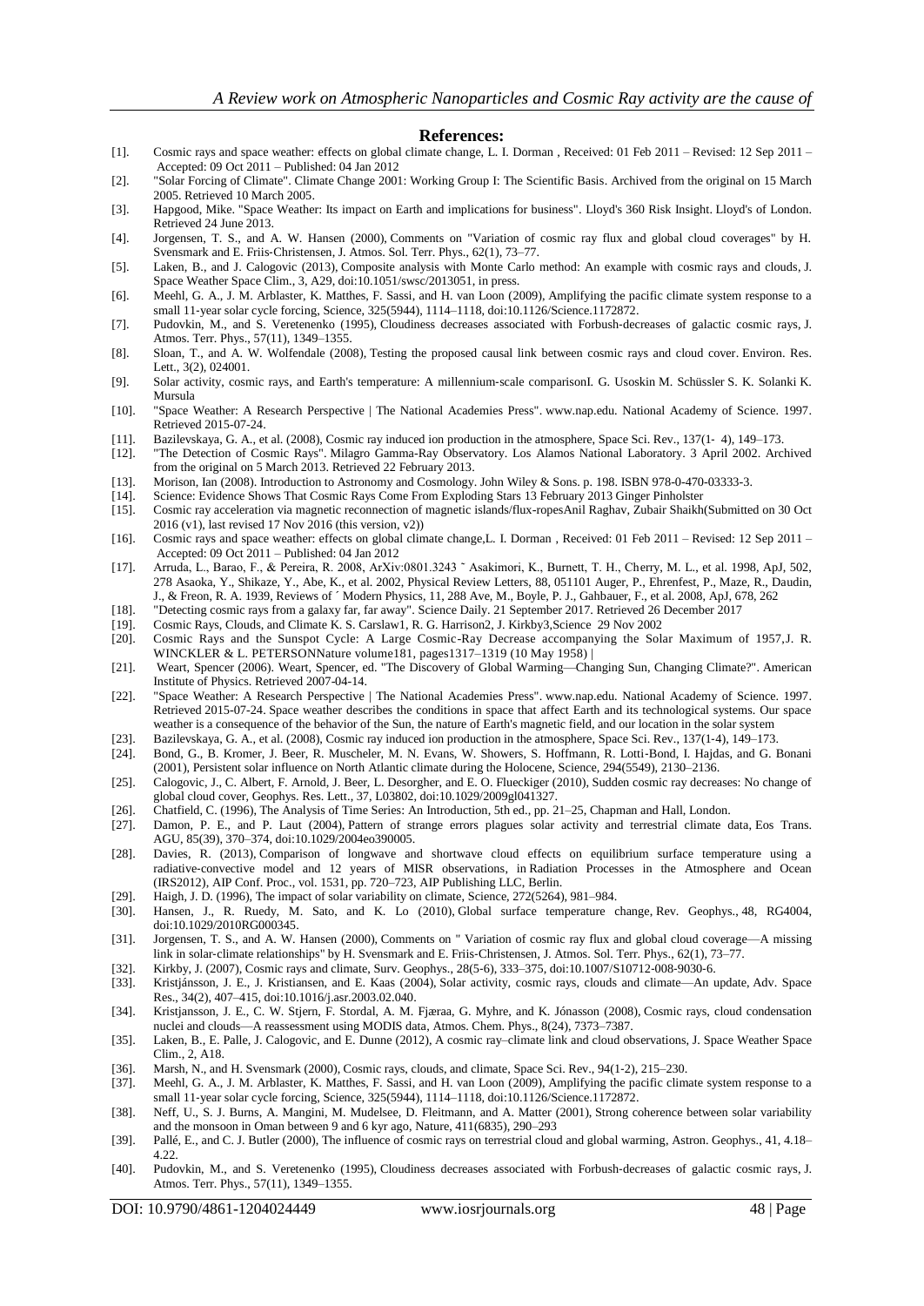## References:

[1]. Cosmic rays and space weather: effects on global climate change, L. I. Dorman , Received: 01 Feb 2011 – Revised: 12 Sep 2011 – Accepted: 09 Oct 2011 – Published: 04 Jan 2012

[2]. "Solar Forcing of Climate". Climate Change 2001: Working Group I: The Scientific Basis. Archived from the original on 15 March 2005. Retrieved 10 March 2005.

[3]. Hapgood, Mike. "Space Weather: Its impact on Earth and implications for business". Lloyd's 360 Risk Insight. Lloyd's of London. Retrieved 24 June 2013.

[4]. Jorgensen, T. S., and A. W. Hansen (2000), Comments on "Variation of cosmic ray flux and global cloud coverages" by H. Svensmark and E. Friis-Christensen, J. Atmos. Sol. Terr. Phys., 62(1), 73–77.

[5]. Laken, B., and J. Calogovic (2013), Composite analysis with Monte Carlo method: An example with cosmic rays and clouds, J. Space Weather Space Clim., 3, A29, doi:10.1051/swsc/2013051, in press.

[6]. Meehl, G. A., J. M. Arblaster, K. Matthes, F. Sassi, and H. van Loon (2009), Amplifying the pacific climate system response to a small 11-year solar cycle forcing, Science, 325(5944), 1114–1118, doi:10.1126/Science.1172872.

[7]. Pudovkin, M., and S. Veretenenko (1995), Cloudiness decreases associated with Forbush-decreases of galactic cosmic rays, J. Atmos. Terr. Phys., 57(11), 1349–1355.

[8]. Sloan, T., and A. W. Wolfendale (2008), Testing the proposed causal link between cosmic rays and cloud cover. Environ. Res. Lett., 3(2), 024001.

[9]. Solar activity, cosmic rays, and Earth's temperature: A millennium-scale comparisonI. G. Usoskin M. Schüssler S. K. Solanki K. Mursula

[10]. "Space Weather: A Research Perspective | The National Academies Press". www.nap.edu. National Academy of Science. 1997. Retrieved 2015-07-24.

[11]. Bazilevskaya, G. A., et al. (2008), Cosmic ray induced ion production in the atmosphere, Space Sci. Rev., 137(1- 4), 149–173.

[12]. "The Detection of Cosmic Rays". Milagro Gamma-Ray Observatory. Los Alamos National Laboratory. 3 April 2002. Archived from the original on 5 March 2013. Retrieved 22 February 2013.

[13]. Morison, Ian (2008). Introduction to Astronomy and Cosmology. John Wiley & Sons. p. 198. ISBN 978-0-470-03333-3.

[14]. Science: Evidence Shows That Cosmic Rays Come From Exploding Stars 13 February 2013 Ginger Pinholster

[15]. Cosmic ray acceleration via magnetic reconnection of magnetic islands/flux-ropesAnil Raghav, Zubair Shaikh(Submitted on 30 Oct 2016 (v1), last revised 17 Nov 2016 (this version, v2))

[16]. Cosmic rays and space weather: effects on global climate change,L. I. Dorman , Received: 01 Feb 2011 – Revised: 12 Sep 2011 – Accepted: 09 Oct 2011 – Published: 04 Jan 2012

[17]. Arruda, L., Barao, F., & Pereira, R. 2008, ArXiv:0801.3243 ˜ Asakimori, K., Burnett, T. H., Cherry, M. L., et al. 1998, ApJ, 502, 278 Asaoka, Y., Shikaze, Y., Abe, K., et al. 2002, Physical Review Letters, 88, 051101 Auger, P., Ehrenfest, P., Maze, R., Daudin, J., & Freon, R. A. 1939, Reviews of ´ Modern Physics, 11, 288 Ave, M., Boyle, P. J., Gahbauer, F., et al. 2008, ApJ, 678, 262

[18]. "Detecting cosmic rays from a galaxy far, far away". Science Daily. 21 September 2017. Retrieved 26 December 2017

[19]. Cosmic Rays, Clouds, and Climate K. S. Carslaw1, R. G. Harrison2, J. Kirkby3,Science 29 Nov 2002

[20]. Cosmic Rays and the Sunspot Cycle: A Large Cosmic-Ray Decrease accompanying the Solar Maximum of 1957,J. R. WINCKLER & L. PETERSONNature volume181, pages1317–1319 (10 May 1958) |

[21]. Weart, Spencer (2006). Weart, Spencer, ed. "The Discovery of Global Warming—Changing Sun, Changing Climate?". American Institute of Physics. Retrieved 2007-04-14.

[22]. "Space Weather: A Research Perspective | The National Academies Press". www.nap.edu. National Academy of Science. 1997. Retrieved 2015-07-24. Space weather describes the conditions in space that affect Earth and its technological systems. Our space weather is a consequence of the behavior of the Sun, the nature of Earth's magnetic field, and our location in the solar system

[23]. Bazilevskaya, G. A., et al. (2008), Cosmic ray induced ion production in the atmosphere, Space Sci. Rev., 137(1-4), 149–173.

[24]. Bond, G., B. Kromer, J. Beer, R. Muscheler, M. N. Evans, W. Showers, S. Hoffmann, R. Lotti-Bond, I. Hajdas, and G. Bonani (2001), Persistent solar influence on North Atlantic climate during the Holocene, Science, 294(5549), 2130–2136.

[25]. Calogovic, J., C. Albert, F. Arnold, J. Beer, L. Desorgher, and E. O. Flueckiger (2010), Sudden cosmic ray decreases: No change of global cloud cover, Geophys. Res. Lett., 37, L03802, doi:10.1029/2009gl041327.

[26]. Chatfield, C. (1996), The Analysis of Time Series: An Introduction, 5th ed., pp. 21–25, Chapman and Hall, London.

[27]. Damon, P. E., and P. Laut (2004), Pattern of strange errors plagues solar activity and terrestrial climate data, Eos Trans. AGU, 85(39), 370–374, doi:10.1029/2004eo390005.

[28]. Davies, R. (2013), Comparison of longwave and shortwave cloud effects on equilibrium surface temperature using a radiative-convective model and 12 years of MISR observations, in Radiation Processes in the Atmosphere and Ocean (IRS2012), AIP Conf. Proc., vol. 1531, pp. 720–723, AIP Publishing LLC, Berlin.

[29]. Haigh, J. D. (1996), The impact of solar variability on climate, Science, 272(5264), 981–984.

[30]. Hansen, J., R. Ruedy, M. Sato, and K. Lo (2010), Global surface temperature change, Rev. Geophys., 48, RG4004, doi:10.1029/2010RG000345.

[31]. Jorgensen, T. S., and A. W. Hansen (2000), Comments on " Variation of cosmic ray flux and global cloud coverage—A missing link in solar-climate relationships" by H. Svensmark and E. Friis-Christensen, J. Atmos. Sol. Terr. Phys., 62(1), 73–77.

[32]. Kirkby, J. (2007), Cosmic rays and climate, Surv. Geophys., 28(5-6), 333–375, doi:10.1007/S10712-008-9030-6.

[33]. Kristjánsson, J. E., J. Kristiansen, and E. Kaas (2004), Solar activity, cosmic rays, clouds and climate—An update, Adv. Space Res., 34(2), 407–415, doi:10.1016/j.asr.2003.02.040.

[34]. Kristjansson, J. E., C. W. Stjern, F. Stordal, A. M. Fjæraa, G. Myhre, and K. Jónasson (2008), Cosmic rays, cloud condensation nuclei and clouds—A reassessment using MODIS data, Atmos. Chem. Phys., 8(24), 7373–7387.

[35]. Laken, B., E. Palle, J. Calogovic, and E. Dunne (2012), A cosmic ray–climate link and cloud observations, J. Space Weather Space Clim., 2, A18.

[36]. Marsh, N., and H. Svensmark (2000), Cosmic rays, clouds, and climate, Space Sci. Rev., 94(1-2), 215–230.

[37]. Meehl, G. A., J. M. Arblaster, K. Matthes, F. Sassi, and H. van Loon (2009), Amplifying the pacific climate system response to a small 11-year solar cycle forcing, Science, 325(5944), 1114–1118, doi:10.1126/Science.1172872.

[38]. Neff, U., S. J. Burns, A. Mangini, M. Mudelsee, D. Fleitmann, and A. Matter (2001), Strong coherence between solar variability and the monsoon in Oman between 9 and 6 kyr ago, Nature, 411(6835), 290–293

[39]. Pallé, E., and C. J. Butler (2000), The influence of cosmic rays on terrestrial cloud and global warming, Astron. Geophys., 41, 4.18–4.22.

[40]. Pudovkin, M., and S. Veretenenko (1995), Cloudiness decreases associated with Forbush-decreases of galactic cosmic rays, J. Atmos. Terr. Phys., 57(11), 1349–1355.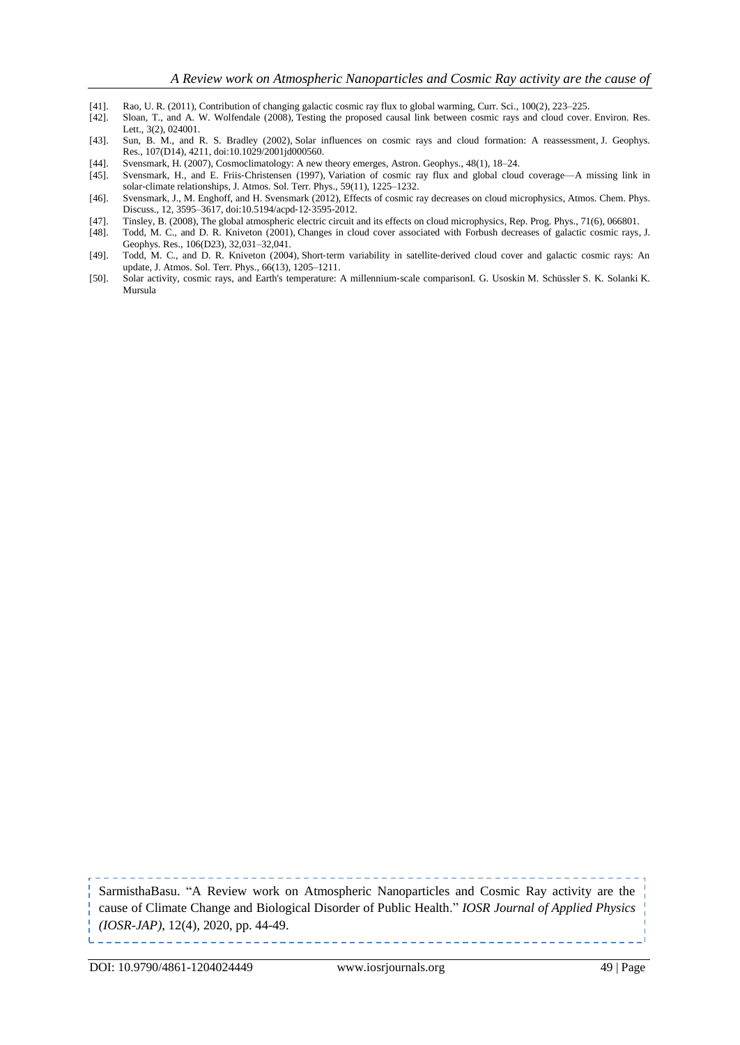[41]. Rao, U. R. (2011), Contribution of changing galactic cosmic ray flux to global warming, Curr. Sci., 100(2), 223–225.

[42]. Sloan, T., and A. W. Wolfendale (2008), Testing the proposed causal link between cosmic rays and cloud cover. Environ. Res. Lett., 3(2), 024001.

[43]. Sun, B. M., and R. S. Bradley (2002), Solar influences on cosmic rays and cloud formation: A reassessment, J. Geophys. Res., 107(D14), 4211, doi:10.1029/2001jd000560.

[44]. Svensmark, H. (2007), Cosmoclimatology: A new theory emerges, Astron. Geophys., 48(1), 18–24.

[45]. Svensmark, H., and E. Friis-Christensen (1997), Variation of cosmic ray flux and global cloud coverage—A missing link in solar-climate relationships, J. Atmos. Sol. Terr. Phys., 59(11), 1225–1232.

[46]. Svensmark, J., M. Enghoff, and H. Svensmark (2012), Effects of cosmic ray decreases on cloud microphysics, Atmos. Chem. Phys. Discuss., 12, 3595–3617, doi:10.5194/acpd-12-3595-2012.

[47]. Tinsley, B. (2008), The global atmospheric electric circuit and its effects on cloud microphysics, Rep. Prog. Phys., 71(6), 066801.

[48]. Todd, M. C., and D. R. Kniveton (2001), Changes in cloud cover associated with Forbush decreases of galactic cosmic rays, J. Geophys. Res., 106(D23), 32,031–32,041.

[49]. Todd, M. C., and D. R. Kniveton (2004), Short-term variability in satellite-derived cloud cover and galactic cosmic rays: An update, J. Atmos. Sol. Terr. Phys., 66(13), 1205–1211.

[50]. Solar activity, cosmic rays, and Earth's temperature: A millennium-scale comparisonI. G. Usoskin M. Schüssler S. K. Solanki K. Mursula

SarmisthaBasu. "A Review work on Atmospheric Nanoparticles and Cosmic Ray activity are the cause of Climate Change and Biological Disorder of Public Health." *IOSR Journal of Applied Physics (IOSR-JAP)*, 12(4), 2020, pp. 44-49.